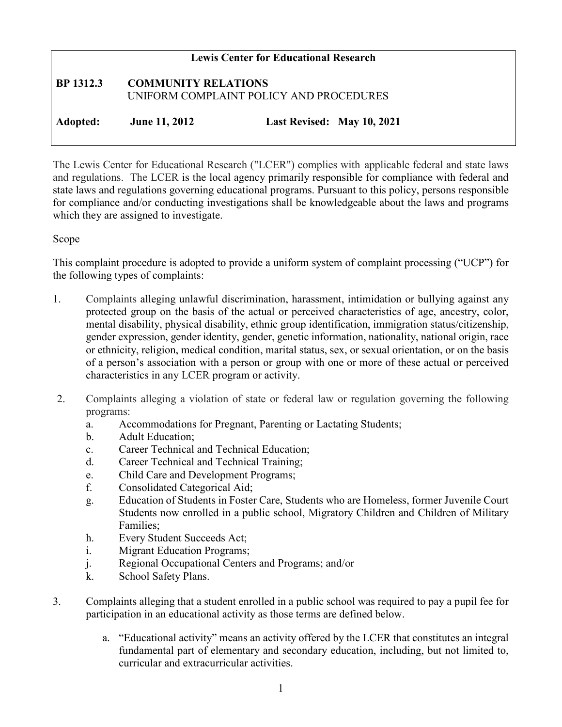**Lewis Center for Educational Research**

**BP 1312.3 COMMUNITY RELATIONS**
UNIFORM COMPLAINT POLICY AND PROCEDURES

**Adopted: June 11, 2012 Last Revised: May 10, 2021**

The Lewis Center for Educational Research ("LCER") complies with applicable federal and state laws and regulations. The LCER is the local agency primarily responsible for compliance with federal and state laws and regulations governing educational programs. Pursuant to this policy, persons responsible for compliance and/or conducting investigations shall be knowledgeable about the laws and programs which they are assigned to investigate.

Scope

This complaint procedure is adopted to provide a uniform system of complaint processing ("UCP") for the following types of complaints:

1. Complaints alleging unlawful discrimination, harassment, intimidation or bullying against any protected group on the basis of the actual or perceived characteristics of age, ancestry, color, mental disability, physical disability, ethnic group identification, immigration status/citizenship, gender expression, gender identity, gender, genetic information, nationality, national origin, race or ethnicity, religion, medical condition, marital status, sex, or sexual orientation, or on the basis of a person's association with a person or group with one or more of these actual or perceived characteristics in any LCER program or activity.

2. Complaints alleging a violation of state or federal law or regulation governing the following programs:
   a. Accommodations for Pregnant, Parenting or Lactating Students;
   b. Adult Education;
   c. Career Technical and Technical Education;
   d. Career Technical and Technical Training;
   e. Child Care and Development Programs;
   f. Consolidated Categorical Aid;
   g. Education of Students in Foster Care, Students who are Homeless, former Juvenile Court Students now enrolled in a public school, Migratory Children and Children of Military Families;
   h. Every Student Succeeds Act;
   i. Migrant Education Programs;
   j. Regional Occupational Centers and Programs; and/or
   k. School Safety Plans.

3. Complaints alleging that a student enrolled in a public school was required to pay a pupil fee for participation in an educational activity as those terms are defined below.
   a. "Educational activity" means an activity offered by the LCER that constitutes an integral fundamental part of elementary and secondary education, including, but not limited to, curricular and extracurricular activities.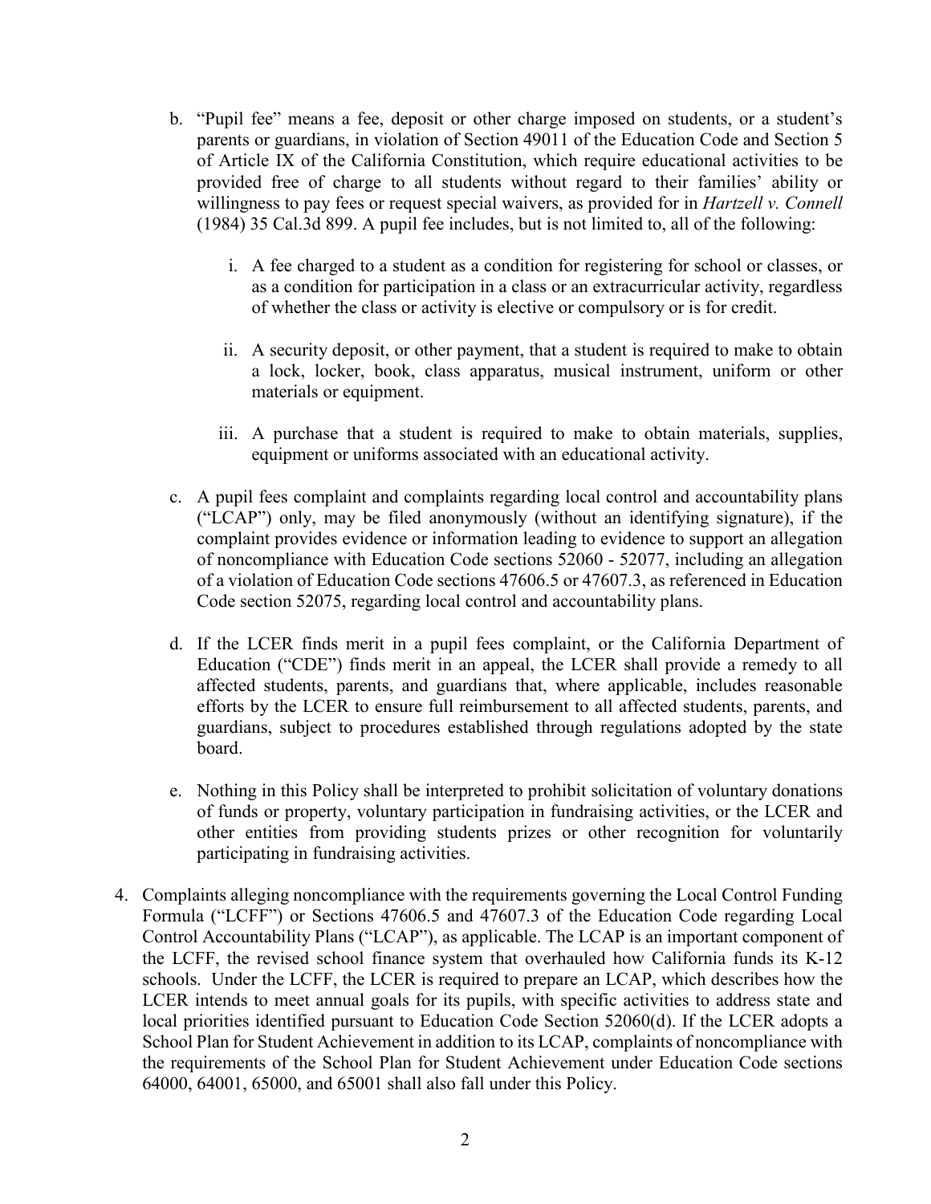b. "Pupil fee" means a fee, deposit or other charge imposed on students, or a student's parents or guardians, in violation of Section 49011 of the Education Code and Section 5 of Article IX of the California Constitution, which require educational activities to be provided free of charge to all students without regard to their families' ability or willingness to pay fees or request special waivers, as provided for in *Hartzell v. Connell* (1984) 35 Cal.3d 899. A pupil fee includes, but is not limited to, all of the following:

   i. A fee charged to a student as a condition for registering for school or classes, or as a condition for participation in a class or an extracurricular activity, regardless of whether the class or activity is elective or compulsory or is for credit.

   ii. A security deposit, or other payment, that a student is required to make to obtain a lock, locker, book, class apparatus, musical instrument, uniform or other materials or equipment.

   iii. A purchase that a student is required to make to obtain materials, supplies, equipment or uniforms associated with an educational activity.

c. A pupil fees complaint and complaints regarding local control and accountability plans ("LCAP") only, may be filed anonymously (without an identifying signature), if the complaint provides evidence or information leading to evidence to support an allegation of noncompliance with Education Code sections 52060 - 52077, including an allegation of a violation of Education Code sections 47606.5 or 47607.3, as referenced in Education Code section 52075, regarding local control and accountability plans.

d. If the LCER finds merit in a pupil fees complaint, or the California Department of Education ("CDE") finds merit in an appeal, the LCER shall provide a remedy to all affected students, parents, and guardians that, where applicable, includes reasonable efforts by the LCER to ensure full reimbursement to all affected students, parents, and guardians, subject to procedures established through regulations adopted by the state board.

e. Nothing in this Policy shall be interpreted to prohibit solicitation of voluntary donations of funds or property, voluntary participation in fundraising activities, or the LCER and other entities from providing students prizes or other recognition for voluntarily participating in fundraising activities.

4. Complaints alleging noncompliance with the requirements governing the Local Control Funding Formula ("LCFF") or Sections 47606.5 and 47607.3 of the Education Code regarding Local Control Accountability Plans ("LCAP"), as applicable. The LCAP is an important component of the LCFF, the revised school finance system that overhauled how California funds its K-12 schools. Under the LCFF, the LCER is required to prepare an LCAP, which describes how the LCER intends to meet annual goals for its pupils, with specific activities to address state and local priorities identified pursuant to Education Code Section 52060(d). If the LCER adopts a School Plan for Student Achievement in addition to its LCAP, complaints of noncompliance with the requirements of the School Plan for Student Achievement under Education Code sections 64000, 64001, 65000, and 65001 shall also fall under this Policy.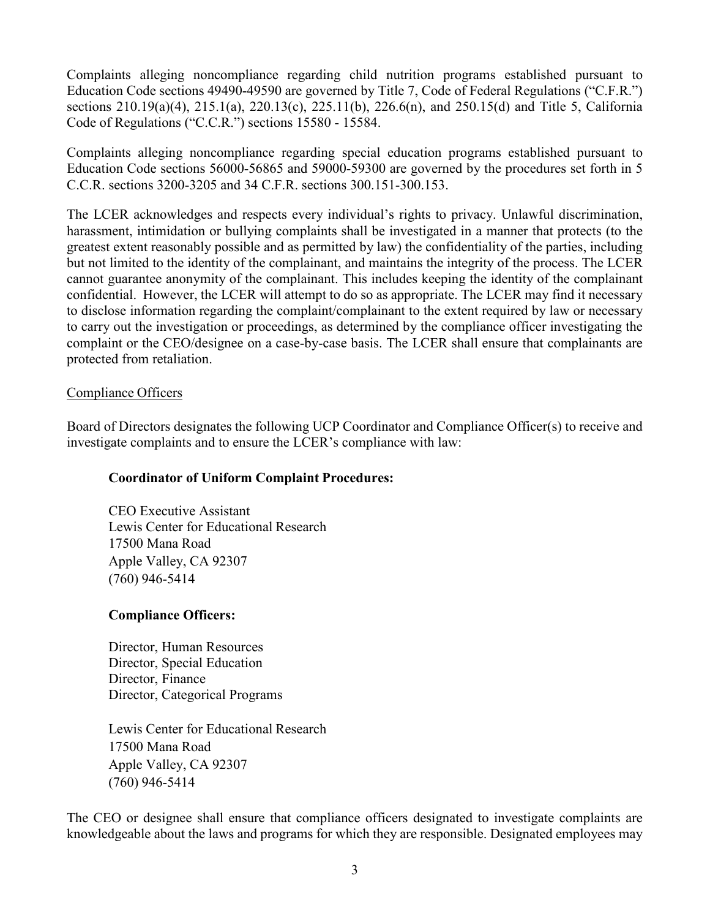Complaints alleging noncompliance regarding child nutrition programs established pursuant to Education Code sections 49490-49590 are governed by Title 7, Code of Federal Regulations ("C.F.R.") sections 210.19(a)(4), 215.1(a), 220.13(c), 225.11(b), 226.6(n), and 250.15(d) and Title 5, California Code of Regulations ("C.C.R.") sections 15580 - 15584.

Complaints alleging noncompliance regarding special education programs established pursuant to Education Code sections 56000-56865 and 59000-59300 are governed by the procedures set forth in 5 C.C.R. sections 3200-3205 and 34 C.F.R. sections 300.151-300.153.

The LCER acknowledges and respects every individual's rights to privacy. Unlawful discrimination, harassment, intimidation or bullying complaints shall be investigated in a manner that protects (to the greatest extent reasonably possible and as permitted by law) the confidentiality of the parties, including but not limited to the identity of the complainant, and maintains the integrity of the process. The LCER cannot guarantee anonymity of the complainant. This includes keeping the identity of the complainant confidential. However, the LCER will attempt to do so as appropriate. The LCER may find it necessary to disclose information regarding the complaint/complainant to the extent required by law or necessary to carry out the investigation or proceedings, as determined by the compliance officer investigating the complaint or the CEO/designee on a case-by-case basis. The LCER shall ensure that complainants are protected from retaliation.

Compliance Officers

Board of Directors designates the following UCP Coordinator and Compliance Officer(s) to receive and investigate complaints and to ensure the LCER's compliance with law:

**Coordinator of Uniform Complaint Procedures:**

CEO Executive Assistant
Lewis Center for Educational Research
17500 Mana Road
Apple Valley, CA 92307
(760) 946-5414

**Compliance Officers:**

Director, Human Resources
Director, Special Education
Director, Finance
Director, Categorical Programs

Lewis Center for Educational Research
17500 Mana Road
Apple Valley, CA 92307
(760) 946-5414

The CEO or designee shall ensure that compliance officers designated to investigate complaints are knowledgeable about the laws and programs for which they are responsible. Designated employees may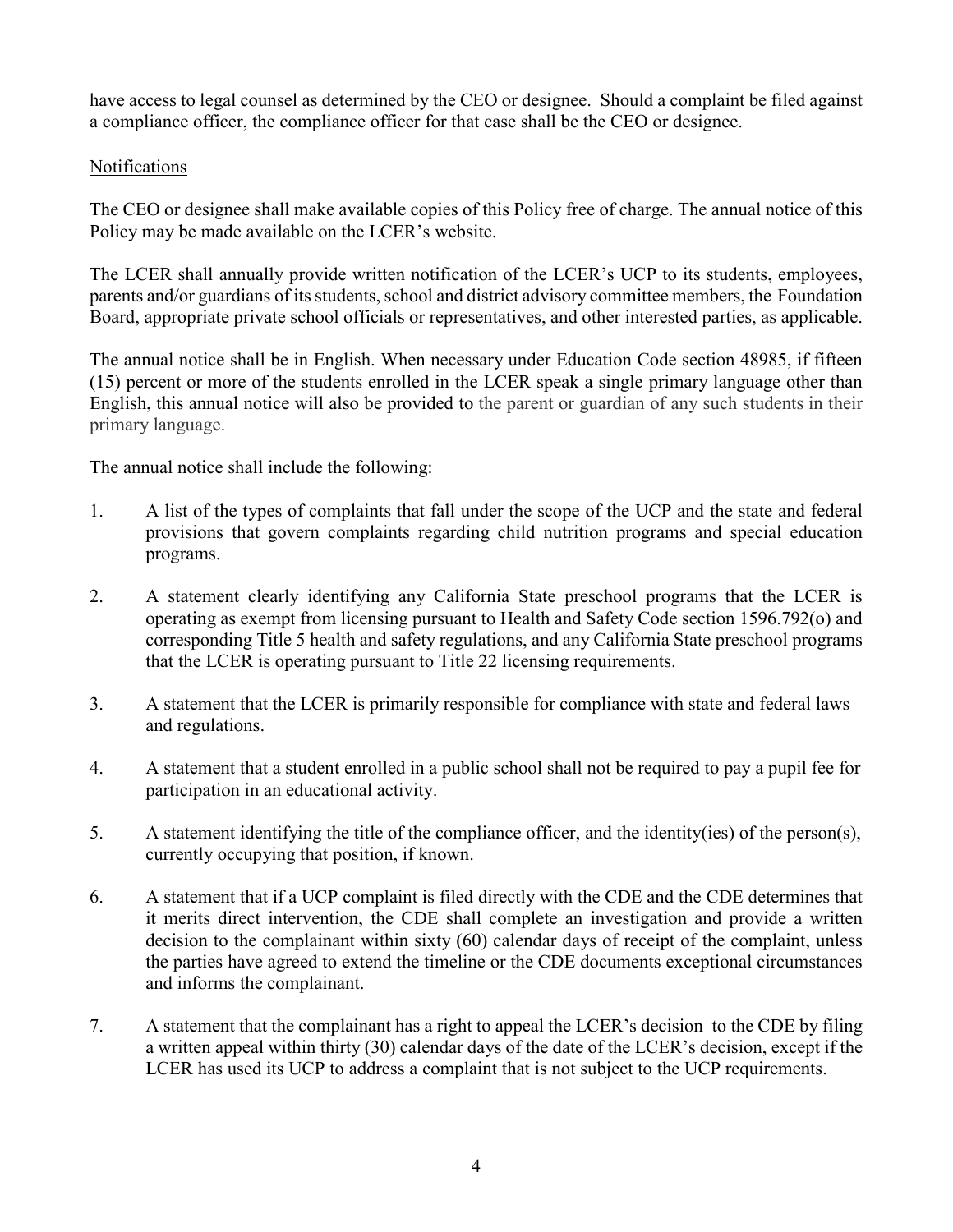have access to legal counsel as determined by the CEO or designee. Should a complaint be filed against a compliance officer, the compliance officer for that case shall be the CEO or designee.

## Notifications

The CEO or designee shall make available copies of this Policy free of charge. The annual notice of this Policy may be made available on the LCER's website.

The LCER shall annually provide written notification of the LCER's UCP to its students, employees, parents and/or guardians of its students, school and district advisory committee members, the Foundation Board, appropriate private school officials or representatives, and other interested parties, as applicable.

The annual notice shall be in English. When necessary under Education Code section 48985, if fifteen (15) percent or more of the students enrolled in the LCER speak a single primary language other than English, this annual notice will also be provided to the parent or guardian of any such students in their primary language.

## The annual notice shall include the following:

1. A list of the types of complaints that fall under the scope of the UCP and the state and federal provisions that govern complaints regarding child nutrition programs and special education programs.

2. A statement clearly identifying any California State preschool programs that the LCER is operating as exempt from licensing pursuant to Health and Safety Code section 1596.792(o) and corresponding Title 5 health and safety regulations, and any California State preschool programs that the LCER is operating pursuant to Title 22 licensing requirements.

3. A statement that the LCER is primarily responsible for compliance with state and federal laws and regulations.

4. A statement that a student enrolled in a public school shall not be required to pay a pupil fee for participation in an educational activity.

5. A statement identifying the title of the compliance officer, and the identity(ies) of the person(s), currently occupying that position, if known.

6. A statement that if a UCP complaint is filed directly with the CDE and the CDE determines that it merits direct intervention, the CDE shall complete an investigation and provide a written decision to the complainant within sixty (60) calendar days of receipt of the complaint, unless the parties have agreed to extend the timeline or the CDE documents exceptional circumstances and informs the complainant.

7. A statement that the complainant has a right to appeal the LCER's decision to the CDE by filing a written appeal within thirty (30) calendar days of the date of the LCER's decision, except if the LCER has used its UCP to address a complaint that is not subject to the UCP requirements.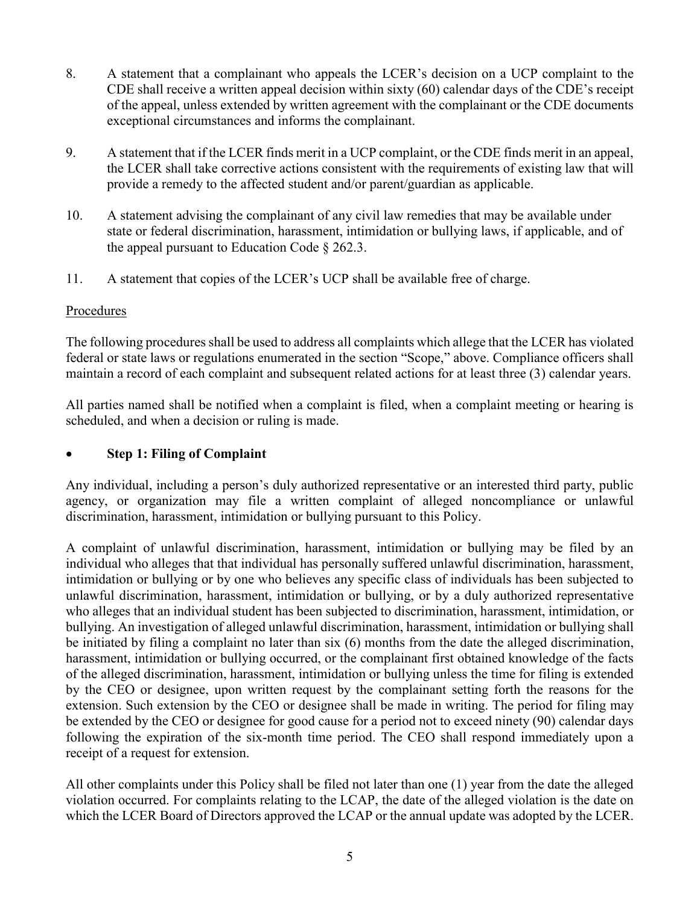8. A statement that a complainant who appeals the LCER's decision on a UCP complaint to the CDE shall receive a written appeal decision within sixty (60) calendar days of the CDE's receipt of the appeal, unless extended by written agreement with the complainant or the CDE documents exceptional circumstances and informs the complainant.

9. A statement that if the LCER finds merit in a UCP complaint, or the CDE finds merit in an appeal, the LCER shall take corrective actions consistent with the requirements of existing law that will provide a remedy to the affected student and/or parent/guardian as applicable.

10. A statement advising the complainant of any civil law remedies that may be available under state or federal discrimination, harassment, intimidation or bullying laws, if applicable, and of the appeal pursuant to Education Code § 262.3.

11. A statement that copies of the LCER's UCP shall be available free of charge.

<u>Procedures</u>

The following procedures shall be used to address all complaints which allege that the LCER has violated federal or state laws or regulations enumerated in the section "Scope," above. Compliance officers shall maintain a record of each complaint and subsequent related actions for at least three (3) calendar years.

All parties named shall be notified when a complaint is filed, when a complaint meeting or hearing is scheduled, and when a decision or ruling is made.

- **Step 1: Filing of Complaint**

Any individual, including a person's duly authorized representative or an interested third party, public agency, or organization may file a written complaint of alleged noncompliance or unlawful discrimination, harassment, intimidation or bullying pursuant to this Policy.

A complaint of unlawful discrimination, harassment, intimidation or bullying may be filed by an individual who alleges that that individual has personally suffered unlawful discrimination, harassment, intimidation or bullying or by one who believes any specific class of individuals has been subjected to unlawful discrimination, harassment, intimidation or bullying, or by a duly authorized representative who alleges that an individual student has been subjected to discrimination, harassment, intimidation, or bullying. An investigation of alleged unlawful discrimination, harassment, intimidation or bullying shall be initiated by filing a complaint no later than six (6) months from the date the alleged discrimination, harassment, intimidation or bullying occurred, or the complainant first obtained knowledge of the facts of the alleged discrimination, harassment, intimidation or bullying unless the time for filing is extended by the CEO or designee, upon written request by the complainant setting forth the reasons for the extension. Such extension by the CEO or designee shall be made in writing. The period for filing may be extended by the CEO or designee for good cause for a period not to exceed ninety (90) calendar days following the expiration of the six-month time period. The CEO shall respond immediately upon a receipt of a request for extension.

All other complaints under this Policy shall be filed not later than one (1) year from the date the alleged violation occurred. For complaints relating to the LCAP, the date of the alleged violation is the date on which the LCER Board of Directors approved the LCAP or the annual update was adopted by the LCER.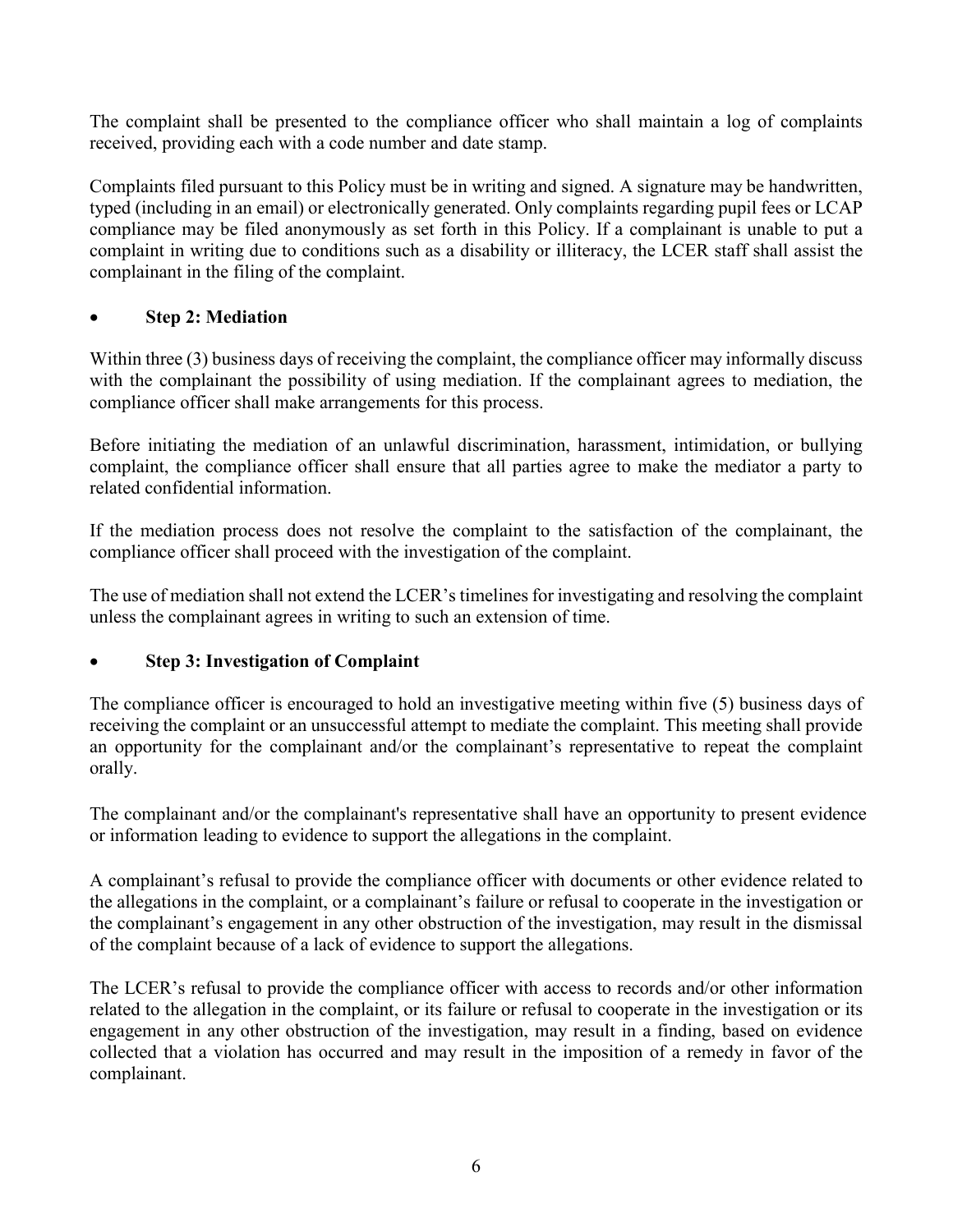The complaint shall be presented to the compliance officer who shall maintain a log of complaints received, providing each with a code number and date stamp.

Complaints filed pursuant to this Policy must be in writing and signed. A signature may be handwritten, typed (including in an email) or electronically generated. Only complaints regarding pupil fees or LCAP compliance may be filed anonymously as set forth in this Policy. If a complainant is unable to put a complaint in writing due to conditions such as a disability or illiteracy, the LCER staff shall assist the complainant in the filing of the complaint.

- **Step 2: Mediation**

Within three (3) business days of receiving the complaint, the compliance officer may informally discuss with the complainant the possibility of using mediation. If the complainant agrees to mediation, the compliance officer shall make arrangements for this process.

Before initiating the mediation of an unlawful discrimination, harassment, intimidation, or bullying complaint, the compliance officer shall ensure that all parties agree to make the mediator a party to related confidential information.

If the mediation process does not resolve the complaint to the satisfaction of the complainant, the compliance officer shall proceed with the investigation of the complaint.

The use of mediation shall not extend the LCER's timelines for investigating and resolving the complaint unless the complainant agrees in writing to such an extension of time.

- **Step 3: Investigation of Complaint**

The compliance officer is encouraged to hold an investigative meeting within five (5) business days of receiving the complaint or an unsuccessful attempt to mediate the complaint. This meeting shall provide an opportunity for the complainant and/or the complainant's representative to repeat the complaint orally.

The complainant and/or the complainant's representative shall have an opportunity to present evidence or information leading to evidence to support the allegations in the complaint.

A complainant's refusal to provide the compliance officer with documents or other evidence related to the allegations in the complaint, or a complainant's failure or refusal to cooperate in the investigation or the complainant's engagement in any other obstruction of the investigation, may result in the dismissal of the complaint because of a lack of evidence to support the allegations.

The LCER's refusal to provide the compliance officer with access to records and/or other information related to the allegation in the complaint, or its failure or refusal to cooperate in the investigation or its engagement in any other obstruction of the investigation, may result in a finding, based on evidence collected that a violation has occurred and may result in the imposition of a remedy in favor of the complainant.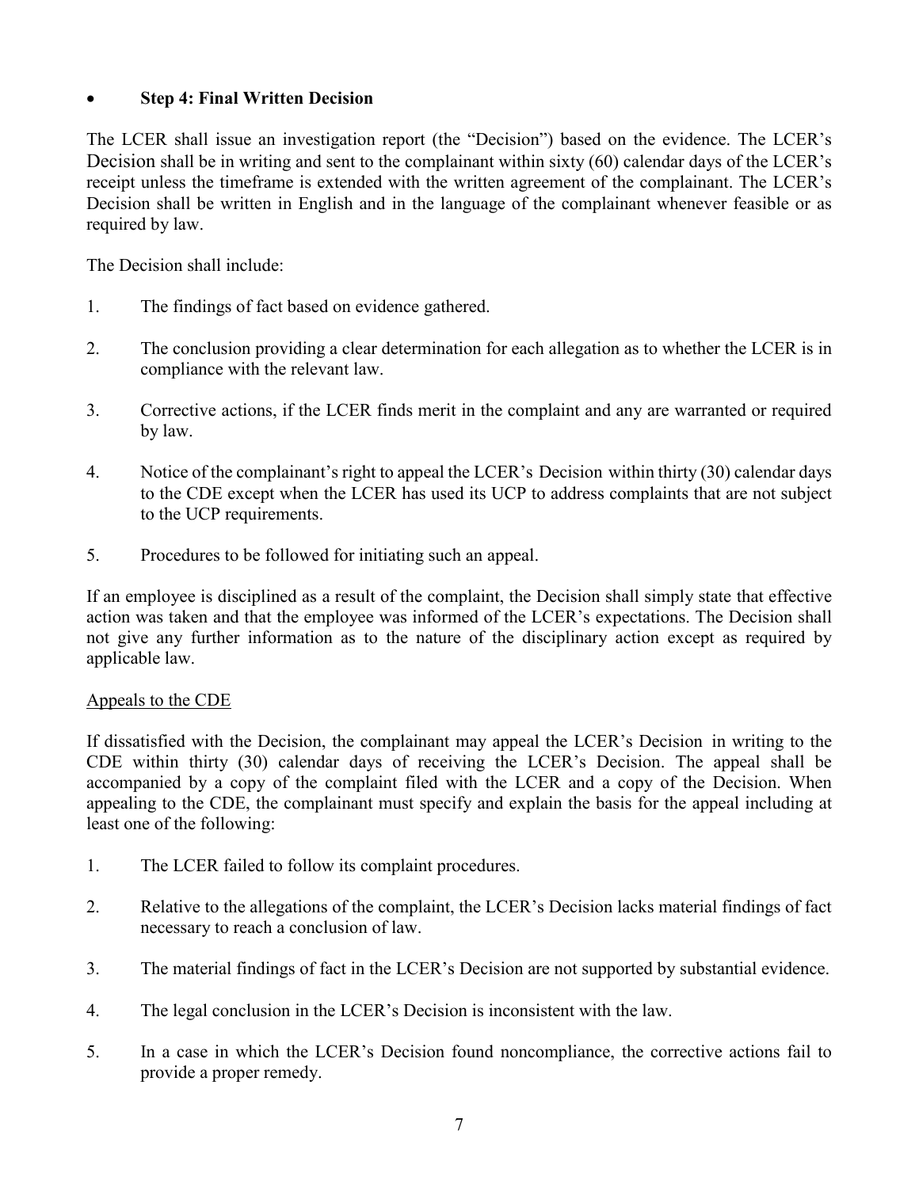- **Step 4: Final Written Decision**

The LCER shall issue an investigation report (the "Decision") based on the evidence. The LCER's Decision shall be in writing and sent to the complainant within sixty (60) calendar days of the LCER's receipt unless the timeframe is extended with the written agreement of the complainant. The LCER's Decision shall be written in English and in the language of the complainant whenever feasible or as required by law.

The Decision shall include:

1. The findings of fact based on evidence gathered.

2. The conclusion providing a clear determination for each allegation as to whether the LCER is in compliance with the relevant law.

3. Corrective actions, if the LCER finds merit in the complaint and any are warranted or required by law.

4. Notice of the complainant's right to appeal the LCER's Decision within thirty (30) calendar days to the CDE except when the LCER has used its UCP to address complaints that are not subject to the UCP requirements.

5. Procedures to be followed for initiating such an appeal.

If an employee is disciplined as a result of the complaint, the Decision shall simply state that effective action was taken and that the employee was informed of the LCER's expectations. The Decision shall not give any further information as to the nature of the disciplinary action except as required by applicable law.

Appeals to the CDE

If dissatisfied with the Decision, the complainant may appeal the LCER's Decision in writing to the CDE within thirty (30) calendar days of receiving the LCER's Decision. The appeal shall be accompanied by a copy of the complaint filed with the LCER and a copy of the Decision. When appealing to the CDE, the complainant must specify and explain the basis for the appeal including at least one of the following:

1. The LCER failed to follow its complaint procedures.

2. Relative to the allegations of the complaint, the LCER's Decision lacks material findings of fact necessary to reach a conclusion of law.

3. The material findings of fact in the LCER's Decision are not supported by substantial evidence.

4. The legal conclusion in the LCER's Decision is inconsistent with the law.

5. In a case in which the LCER's Decision found noncompliance, the corrective actions fail to provide a proper remedy.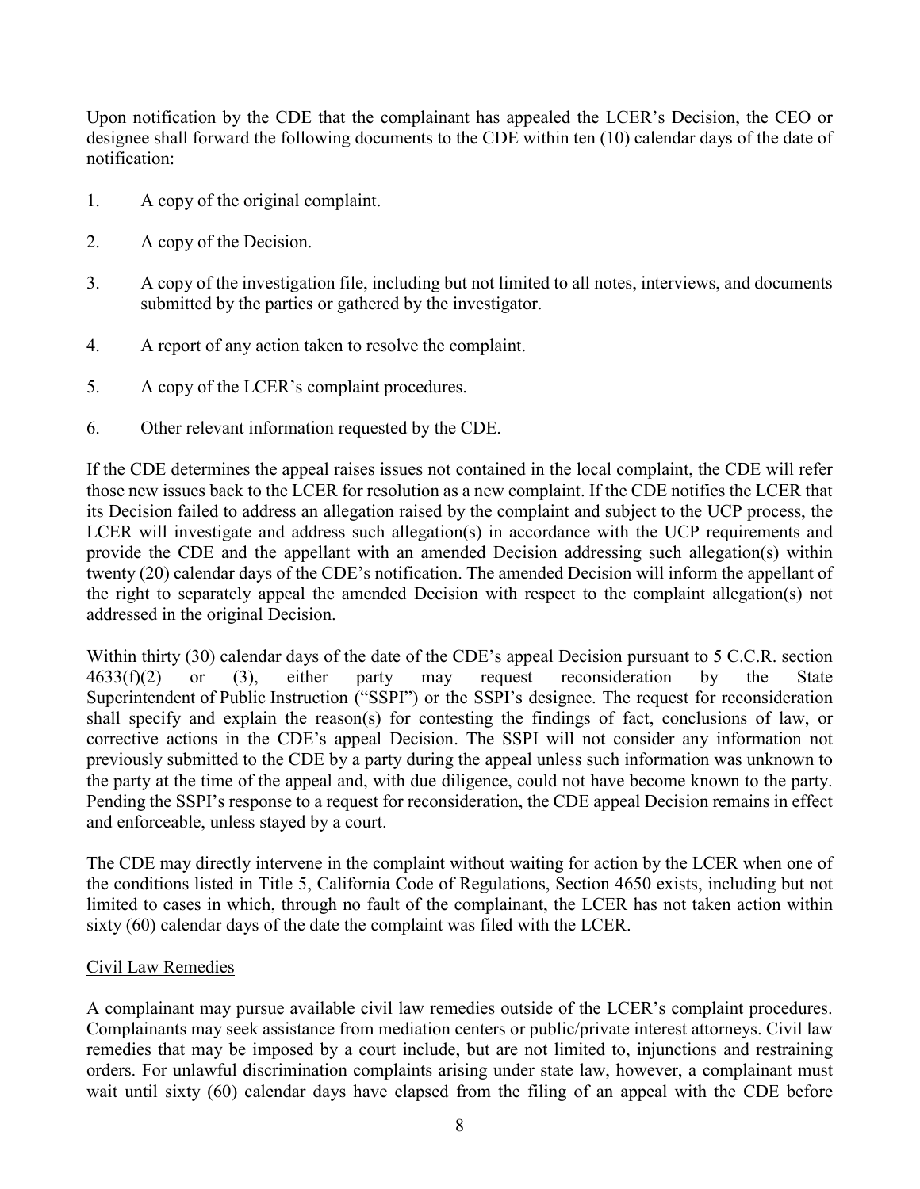Upon notification by the CDE that the complainant has appealed the LCER's Decision, the CEO or designee shall forward the following documents to the CDE within ten (10) calendar days of the date of notification:

1. A copy of the original complaint.
2. A copy of the Decision.
3. A copy of the investigation file, including but not limited to all notes, interviews, and documents submitted by the parties or gathered by the investigator.
4. A report of any action taken to resolve the complaint.
5. A copy of the LCER's complaint procedures.
6. Other relevant information requested by the CDE.

If the CDE determines the appeal raises issues not contained in the local complaint, the CDE will refer those new issues back to the LCER for resolution as a new complaint. If the CDE notifies the LCER that its Decision failed to address an allegation raised by the complaint and subject to the UCP process, the LCER will investigate and address such allegation(s) in accordance with the UCP requirements and provide the CDE and the appellant with an amended Decision addressing such allegation(s) within twenty (20) calendar days of the CDE's notification. The amended Decision will inform the appellant of the right to separately appeal the amended Decision with respect to the complaint allegation(s) not addressed in the original Decision.

Within thirty (30) calendar days of the date of the CDE's appeal Decision pursuant to 5 C.C.R. section 4633(f)(2) or (3), either party may request reconsideration by the State Superintendent of Public Instruction ("SSPI") or the SSPI's designee. The request for reconsideration shall specify and explain the reason(s) for contesting the findings of fact, conclusions of law, or corrective actions in the CDE's appeal Decision. The SSPI will not consider any information not previously submitted to the CDE by a party during the appeal unless such information was unknown to the party at the time of the appeal and, with due diligence, could not have become known to the party. Pending the SSPI's response to a request for reconsideration, the CDE appeal Decision remains in effect and enforceable, unless stayed by a court.

The CDE may directly intervene in the complaint without waiting for action by the LCER when one of the conditions listed in Title 5, California Code of Regulations, Section 4650 exists, including but not limited to cases in which, through no fault of the complainant, the LCER has not taken action within sixty (60) calendar days of the date the complaint was filed with the LCER.

Civil Law Remedies

A complainant may pursue available civil law remedies outside of the LCER's complaint procedures. Complainants may seek assistance from mediation centers or public/private interest attorneys. Civil law remedies that may be imposed by a court include, but are not limited to, injunctions and restraining orders. For unlawful discrimination complaints arising under state law, however, a complainant must wait until sixty (60) calendar days have elapsed from the filing of an appeal with the CDE before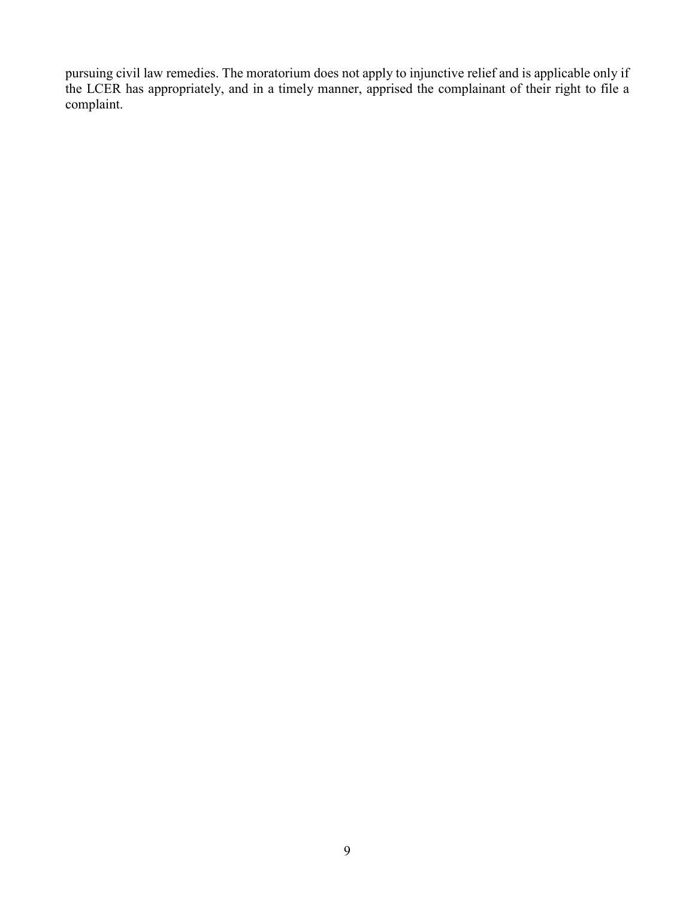pursuing civil law remedies. The moratorium does not apply to injunctive relief and is applicable only if the LCER has appropriately, and in a timely manner, apprised the complainant of their right to file a complaint.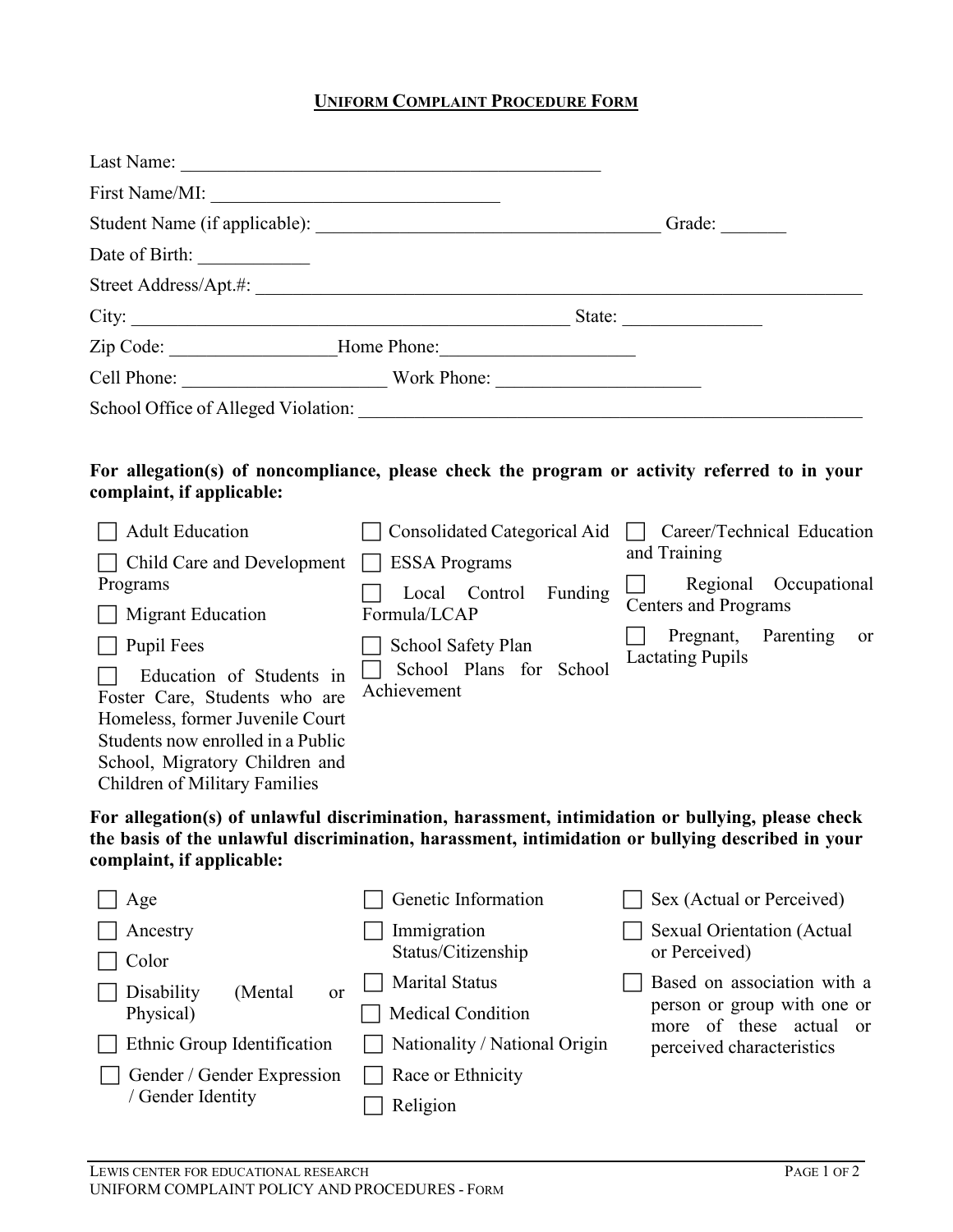# UNIFORM COMPLAINT PROCEDURE FORM

Last Name: ______________________________________________

First Name/MI: ________________________________

Student Name (if applicable): ______________________________________ Grade: _______

Date of Birth: ____________

Street Address/Apt.#: ____________________________________________________________________

City: ________________________________________________ State: _______________

Zip Code: __________________ Home Phone: _____________________

Cell Phone: ______________________ Work Phone: ______________________

School Office of Alleged Violation: _______________________________________________________

**For allegation(s) of noncompliance, please check the program or activity referred to in your complaint, if applicable:**

- ☐ Adult Education
- ☐ Child Care and Development Programs
- ☐ Migrant Education
- ☐ Pupil Fees
- ☐ Education of Students in Foster Care, Students who are Homeless, former Juvenile Court Students now enrolled in a Public School, Migratory Children and Children of Military Families
- ☐ Consolidated Categorical Aid
- ☐ ESSA Programs
- ☐ Local Control Funding Formula/LCAP
- ☐ School Safety Plan
- ☐ School Plans for School Achievement
- ☐ Career/Technical Education and Training
- ☐ Regional Occupational Centers and Programs
- ☐ Pregnant, Parenting or Lactating Pupils

**For allegation(s) of unlawful discrimination, harassment, intimidation or bullying, please check the basis of the unlawful discrimination, harassment, intimidation or bullying described in your complaint, if applicable:**

- ☐ Age
- ☐ Ancestry
- ☐ Color
- ☐ Disability (Mental or Physical)
- ☐ Ethnic Group Identification
- ☐ Gender / Gender Expression / Gender Identity
- ☐ Genetic Information
- ☐ Immigration Status/Citizenship
- ☐ Marital Status
- ☐ Medical Condition
- ☐ Nationality / National Origin
- ☐ Race or Ethnicity
- ☐ Religion
- ☐ Sex (Actual or Perceived)
- ☐ Sexual Orientation (Actual or Perceived)
- ☐ Based on association with a person or group with one or more of these actual or perceived characteristics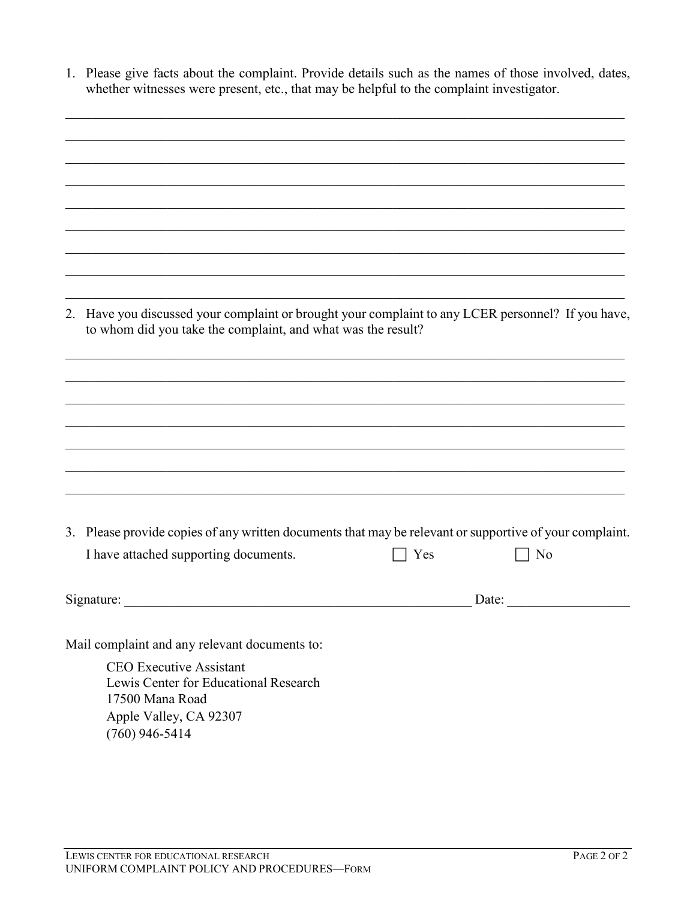1. Please give facts about the complaint. Provide details such as the names of those involved, dates, whether witnesses were present, etc., that may be helpful to the complaint investigator.

_______________________________________________________________________________

_______________________________________________________________________________

_______________________________________________________________________________

_______________________________________________________________________________

_______________________________________________________________________________

_______________________________________________________________________________

_______________________________________________________________________________

_______________________________________________________________________________

_______________________________________________________________________________

2. Have you discussed your complaint or brought your complaint to any LCER personnel? If you have, to whom did you take the complaint, and what was the result?

_______________________________________________________________________________

_______________________________________________________________________________

_______________________________________________________________________________

_______________________________________________________________________________

_______________________________________________________________________________

_______________________________________________________________________________

_______________________________________________________________________________

3. Please provide copies of any written documents that may be relevant or supportive of your complaint.

   I have attached supporting documents. ☐ Yes ☐ No

Signature: _______________________________________________ Date: _______________

Mail complaint and any relevant documents to:

CEO Executive Assistant
Lewis Center for Educational Research
17500 Mana Road
Apple Valley, CA 92307
(760) 946-5414